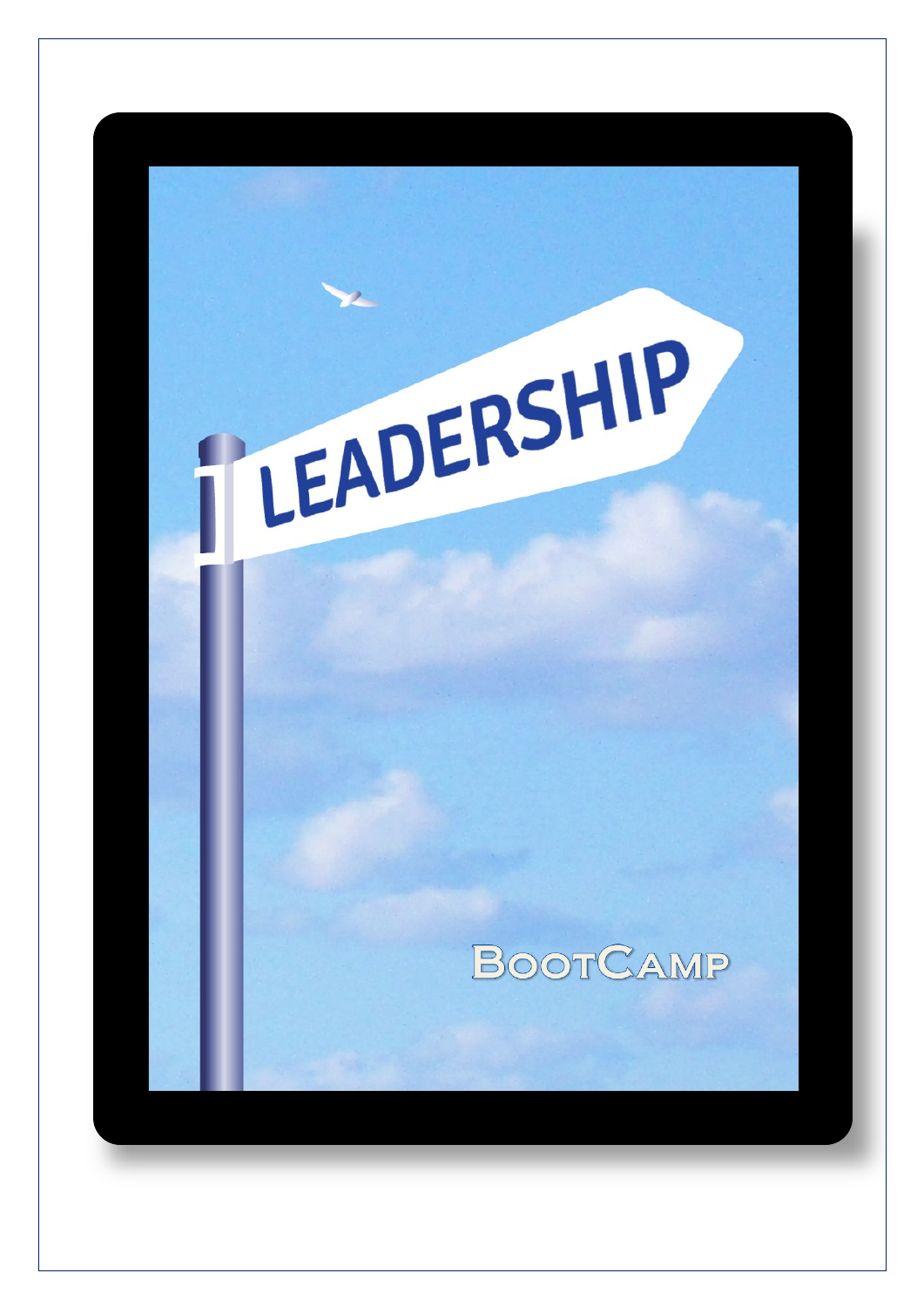# LEADERSHIP

## BootCamp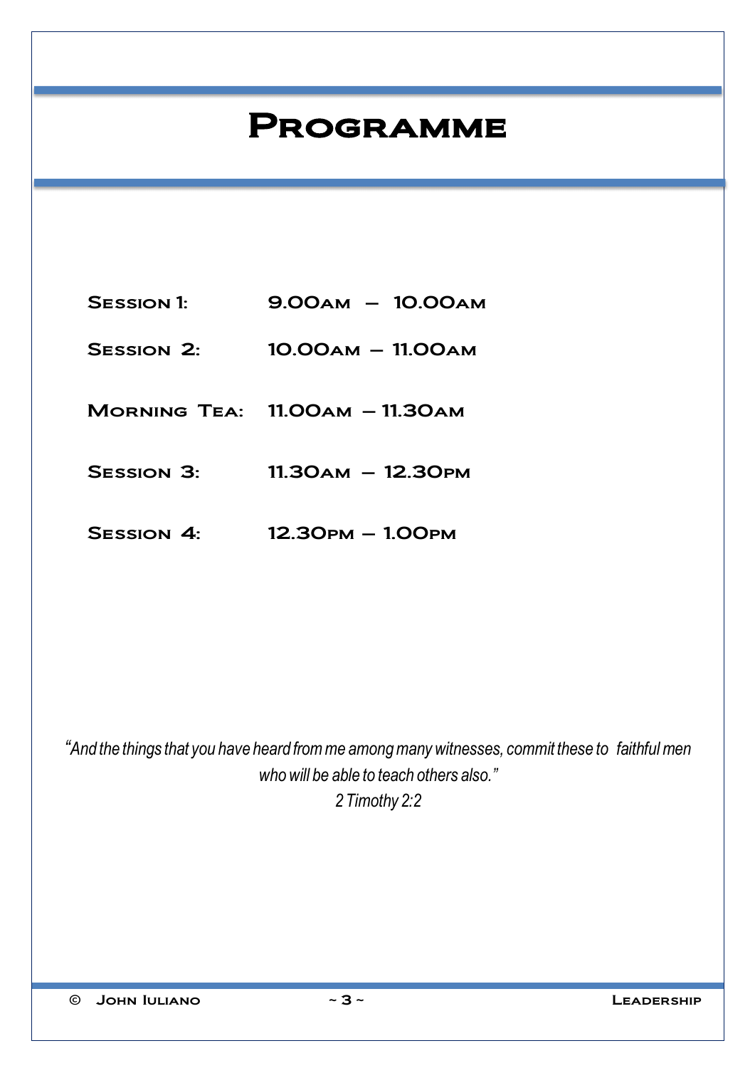# Programme

| | |
|---|---|
| Session 1: | 9.00am – 10.00am |
| Session 2: | 10.00am – 11.00am |
| Morning Tea: | 11.00am – 11.30am |
| Session 3: | 11.30am – 12.30pm |
| Session 4: | 12.30pm – 1.00pm |

*"And the things that you have heard from me among many witnesses, commit these to faithful men who will be able to teach others also."*
*2 Timothy 2:2*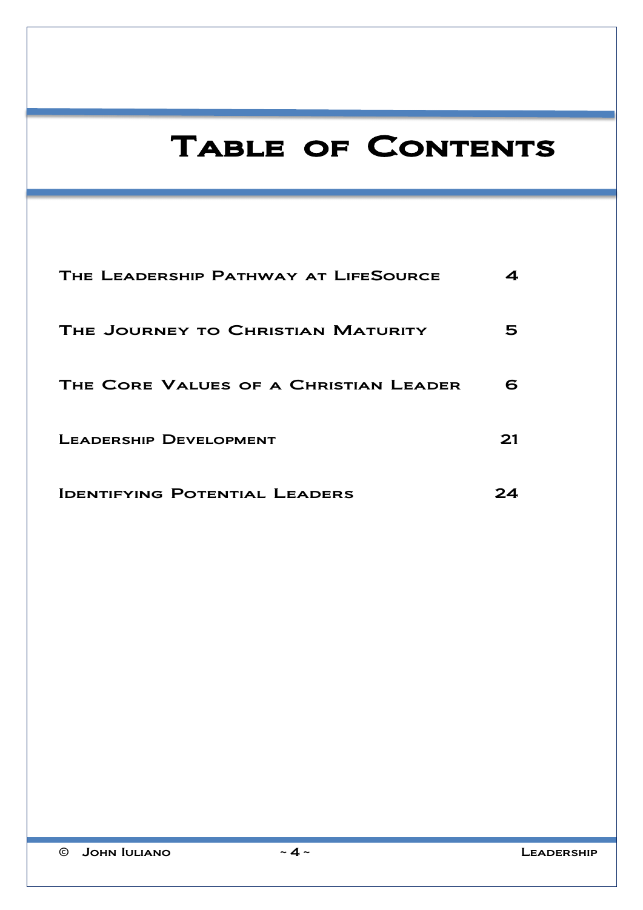# Table of Contents

| | |
|---|---|
| The Leadership Pathway at LifeSource | 4 |
| The Journey to Christian Maturity | 5 |
| The Core Values of a Christian Leader | 6 |
| Leadership Development | 21 |
| Identifying Potential Leaders | 24 |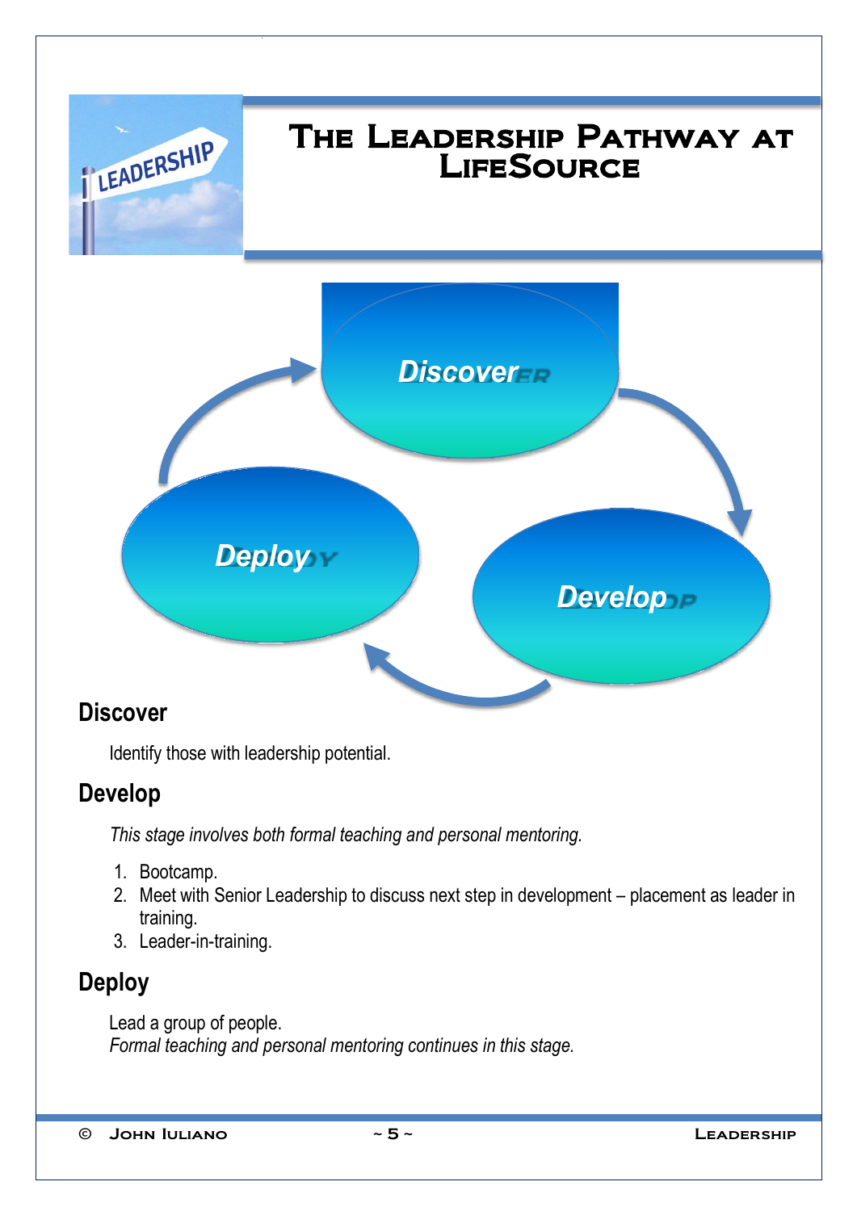# The Leadership Pathway at LifeSource

Discover → Develop → Deploy

## Discover

Identify those with leadership potential.

## Develop

*This stage involves both formal teaching and personal mentoring.*

1. Bootcamp.
2. Meet with Senior Leadership to discuss next step in development – placement as leader in training.
3. Leader-in-training.

## Deploy

Lead a group of people.
*Formal teaching and personal mentoring continues in this stage.*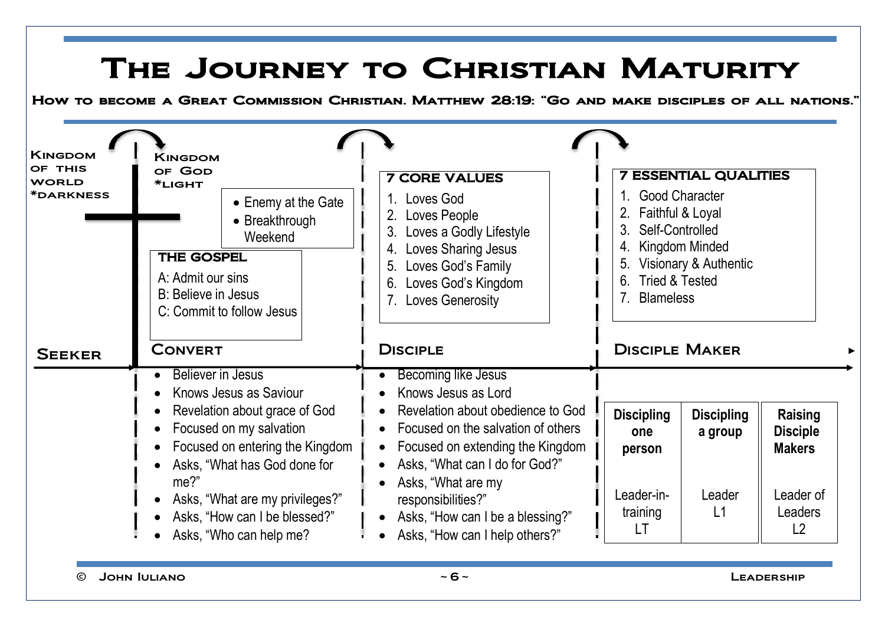# The Journey to Christian Maturity

**How to become a Great Commission Christian. Matthew 28:19: "Go and make disciples of all nations."**

**Kingdom of this world** *darkness

**Kingdom of God** *light

## Seeker

## Convert

- Enemy at the Gate
- Breakthrough Weekend

**THE GOSPEL**

A: Admit our sins
B: Believe in Jesus
C: Commit to follow Jesus

- Believer in Jesus
- Knows Jesus as Saviour
- Revelation about grace of God
- Focused on my salvation
- Focused on entering the Kingdom
- Asks, "What has God done for me?"
- Asks, "What are my privileges?"
- Asks, "How can I be blessed?"
- Asks, "Who can help me?

## Disciple

**7 CORE VALUES**

1. Loves God
2. Loves People
3. Loves a Godly Lifestyle
4. Loves Sharing Jesus
5. Loves God's Family
6. Loves God's Kingdom
7. Loves Generosity

- Becoming like Jesus
- Knows Jesus as Lord
- Revelation about obedience to God
- Focused on the salvation of others
- Focused on extending the Kingdom
- Asks, "What can I do for God?"
- Asks, "What are my responsibilities?"
- Asks, "How can I be a blessing?"
- Asks, "How can I help others?"

## Disciple Maker

**7 ESSENTIAL QUALITIES**

1. Good Character
2. Faithful & Loyal
3. Self-Controlled
4. Kingdom Minded
5. Visionary & Authentic
6. Tried & Tested
7. Blameless

| Discipling one person | Discipling a group | Raising Disciple Makers |
|---|---|---|
| Leader-in-training LT | Leader L1 | Leader of Leaders L2 |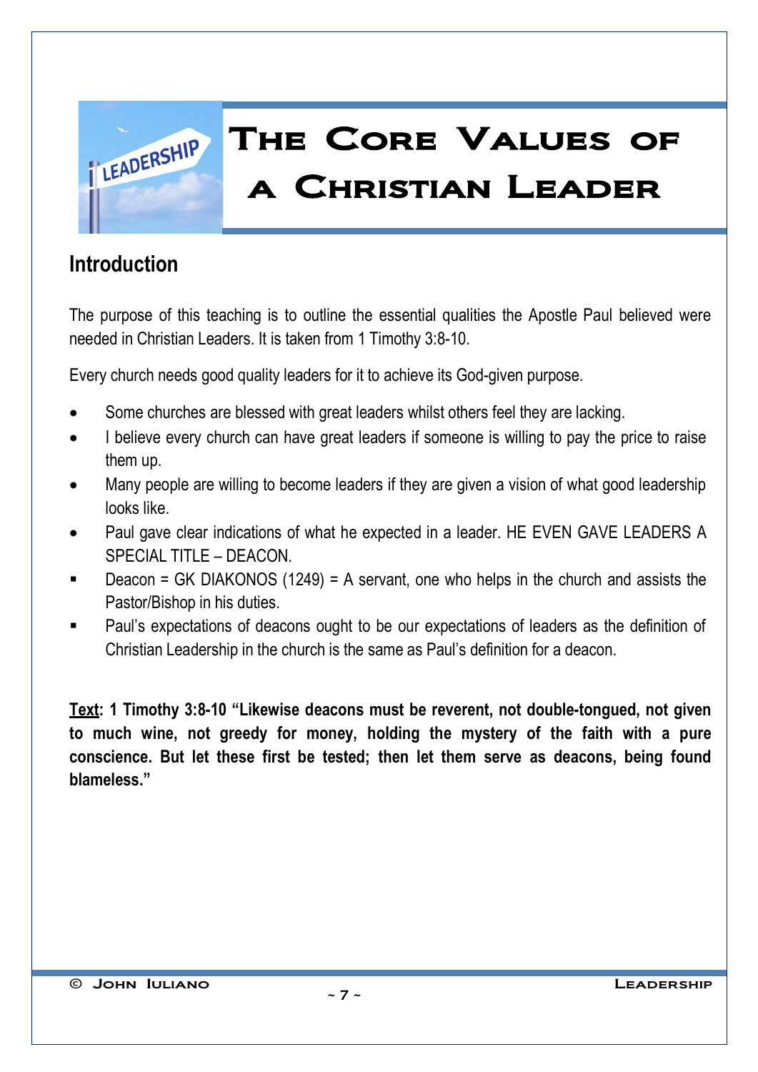# The Core Values of a Christian Leader

## Introduction

The purpose of this teaching is to outline the essential qualities the Apostle Paul believed were needed in Christian Leaders. It is taken from 1 Timothy 3:8-10.

Every church needs good quality leaders for it to achieve its God-given purpose.

- Some churches are blessed with great leaders whilst others feel they are lacking.
- I believe every church can have great leaders if someone is willing to pay the price to raise them up.
- Many people are willing to become leaders if they are given a vision of what good leadership looks like.
- Paul gave clear indications of what he expected in a leader. HE EVEN GAVE LEADERS A SPECIAL TITLE – DEACON.
- Deacon = GK DIAKONOS (1249) = A servant, one who helps in the church and assists the Pastor/Bishop in his duties.
- Paul's expectations of deacons ought to be our expectations of leaders as the definition of Christian Leadership in the church is the same as Paul's definition for a deacon.

**<u>Text</u>: 1 Timothy 3:8-10 "Likewise deacons must be reverent, not double-tongued, not given to much wine, not greedy for money, holding the mystery of the faith with a pure conscience. But let these first be tested; then let them serve as deacons, being found blameless."**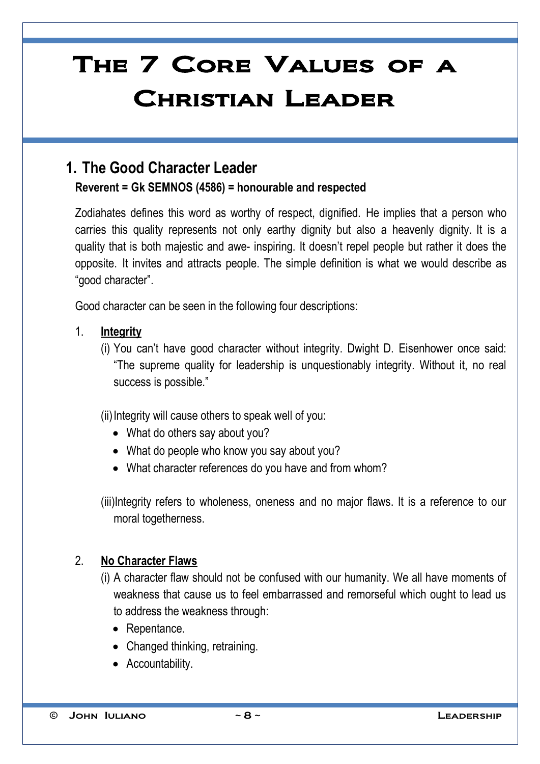# The 7 Core Values of a Christian Leader

## 1. The Good Character Leader

**Reverent = Gk SEMNOS (4586) = honourable and respected**

Zodiahates defines this word as worthy of respect, dignified. He implies that a person who carries this quality represents not only earthy dignity but also a heavenly dignity. It is a quality that is both majestic and awe- inspiring. It doesn't repel people but rather it does the opposite. It invites and attracts people. The simple definition is what we would describe as "good character".

Good character can be seen in the following four descriptions:

1. **<u>Integrity</u>**

   (i) You can't have good character without integrity. Dwight D. Eisenhower once said: "The supreme quality for leadership is unquestionably integrity. Without it, no real success is possible."

   (ii) Integrity will cause others to speak well of you:

   - What do others say about you?
   - What do people who know you say about you?
   - What character references do you have and from whom?

   (iii) Integrity refers to wholeness, oneness and no major flaws. It is a reference to our moral togetherness.

2. **<u>No Character Flaws</u>**

   (i) A character flaw should not be confused with our humanity. We all have moments of weakness that cause us to feel embarrassed and remorseful which ought to lead us to address the weakness through:

   - Repentance.
   - Changed thinking, retraining.
   - Accountability.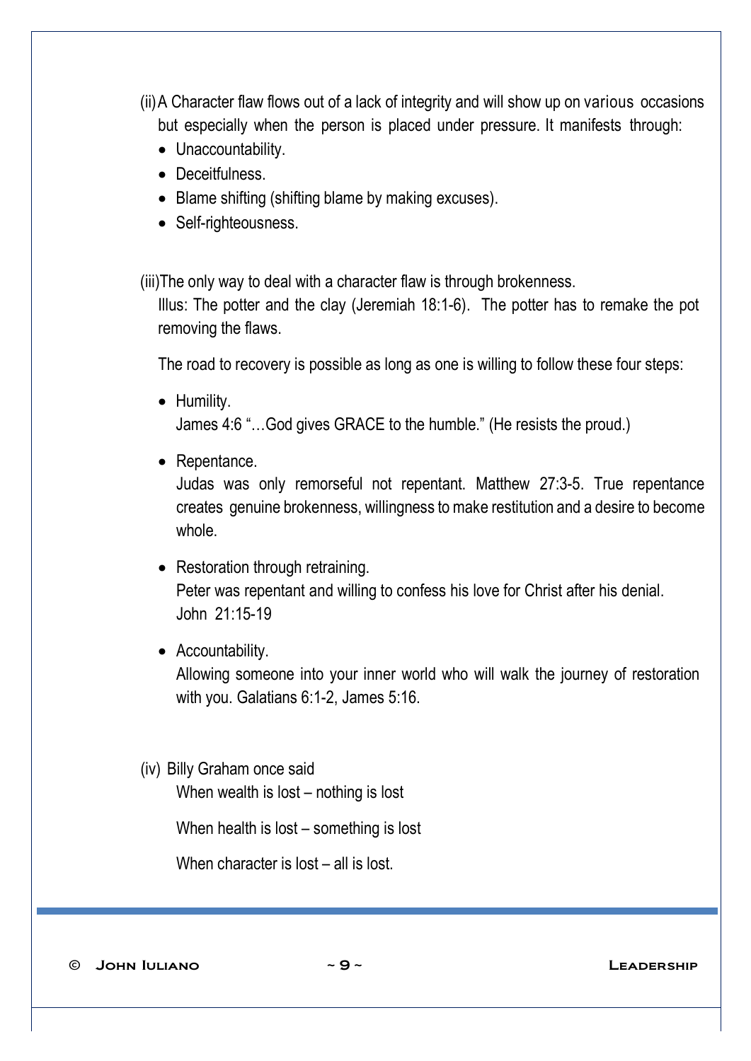(ii) A Character flaw flows out of a lack of integrity and will show up on various occasions but especially when the person is placed under pressure. It manifests through:

- Unaccountability.
- Deceitfulness.
- Blame shifting (shifting blame by making excuses).
- Self-righteousness.

(iii) The only way to deal with a character flaw is through brokenness.
Illus: The potter and the clay (Jeremiah 18:1-6). The potter has to remake the pot removing the flaws.

The road to recovery is possible as long as one is willing to follow these four steps:

- Humility.
  James 4:6 "…God gives GRACE to the humble." (He resists the proud.)

- Repentance.
  Judas was only remorseful not repentant. Matthew 27:3-5. True repentance creates genuine brokenness, willingness to make restitution and a desire to become whole.

- Restoration through retraining.
  Peter was repentant and willing to confess his love for Christ after his denial. John 21:15-19

- Accountability.
  Allowing someone into your inner world who will walk the journey of restoration with you. Galatians 6:1-2, James 5:16.

(iv) Billy Graham once said

When wealth is lost – nothing is lost

When health is lost – something is lost

When character is lost – all is lost.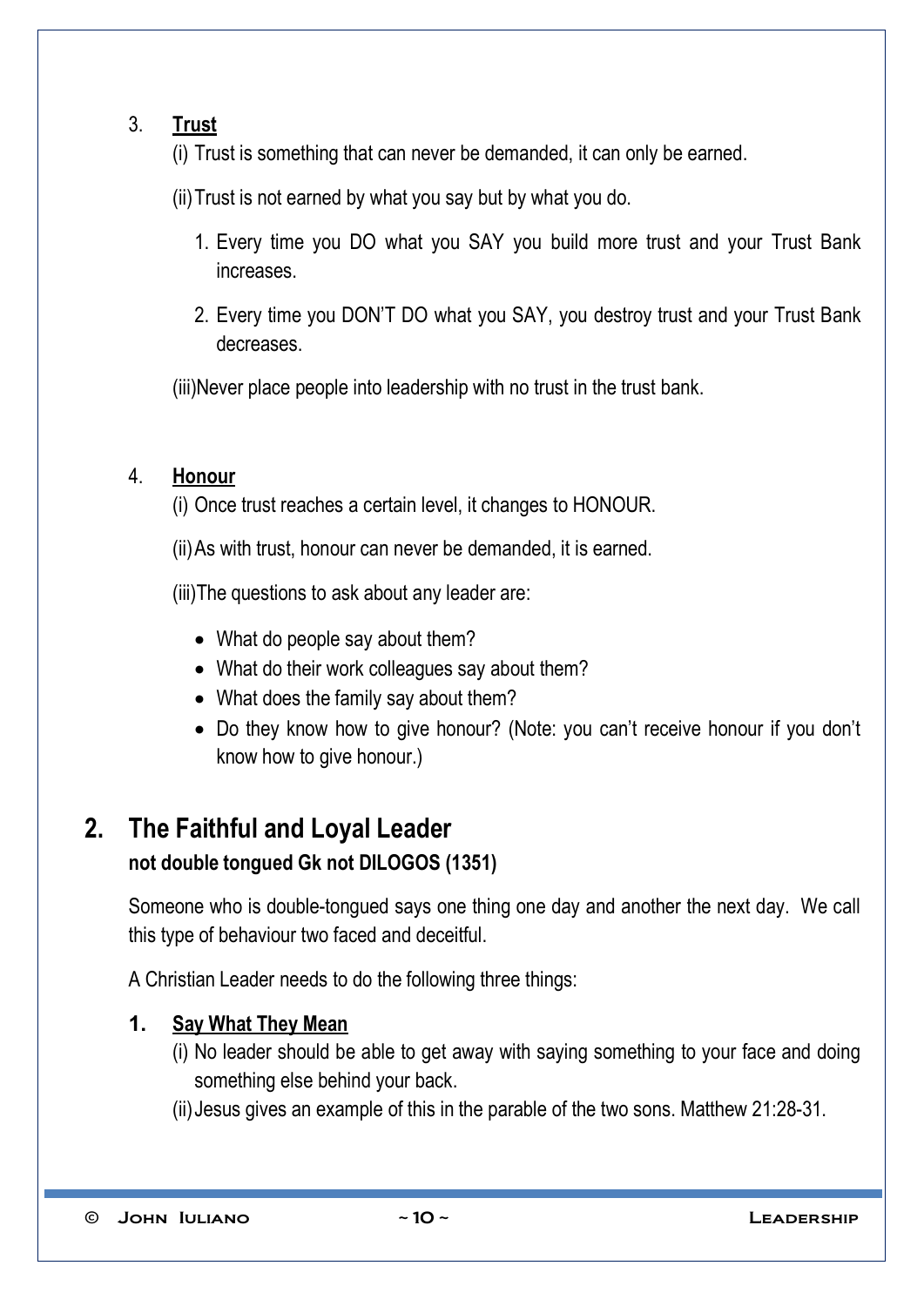3. **Trust**

(i) Trust is something that can never be demanded, it can only be earned.

(ii) Trust is not earned by what you say but by what you do.

1. Every time you DO what you SAY you build more trust and your Trust Bank increases.
2. Every time you DON'T DO what you SAY, you destroy trust and your Trust Bank decreases.

(iii) Never place people into leadership with no trust in the trust bank.

4. **Honour**

(i) Once trust reaches a certain level, it changes to HONOUR.

(ii) As with trust, honour can never be demanded, it is earned.

(iii) The questions to ask about any leader are:

- What do people say about them?
- What do their work colleagues say about them?
- What does the family say about them?
- Do they know how to give honour? (Note: you can't receive honour if you don't know how to give honour.)

## 2. The Faithful and Loyal Leader

**not double tongued Gk not DILOGOS (1351)**

Someone who is double-tongued says one thing one day and another the next day. We call this type of behaviour two faced and deceitful.

A Christian Leader needs to do the following three things:

**1. Say What They Mean**

(i) No leader should be able to get away with saying something to your face and doing something else behind your back.

(ii) Jesus gives an example of this in the parable of the two sons. Matthew 21:28-31.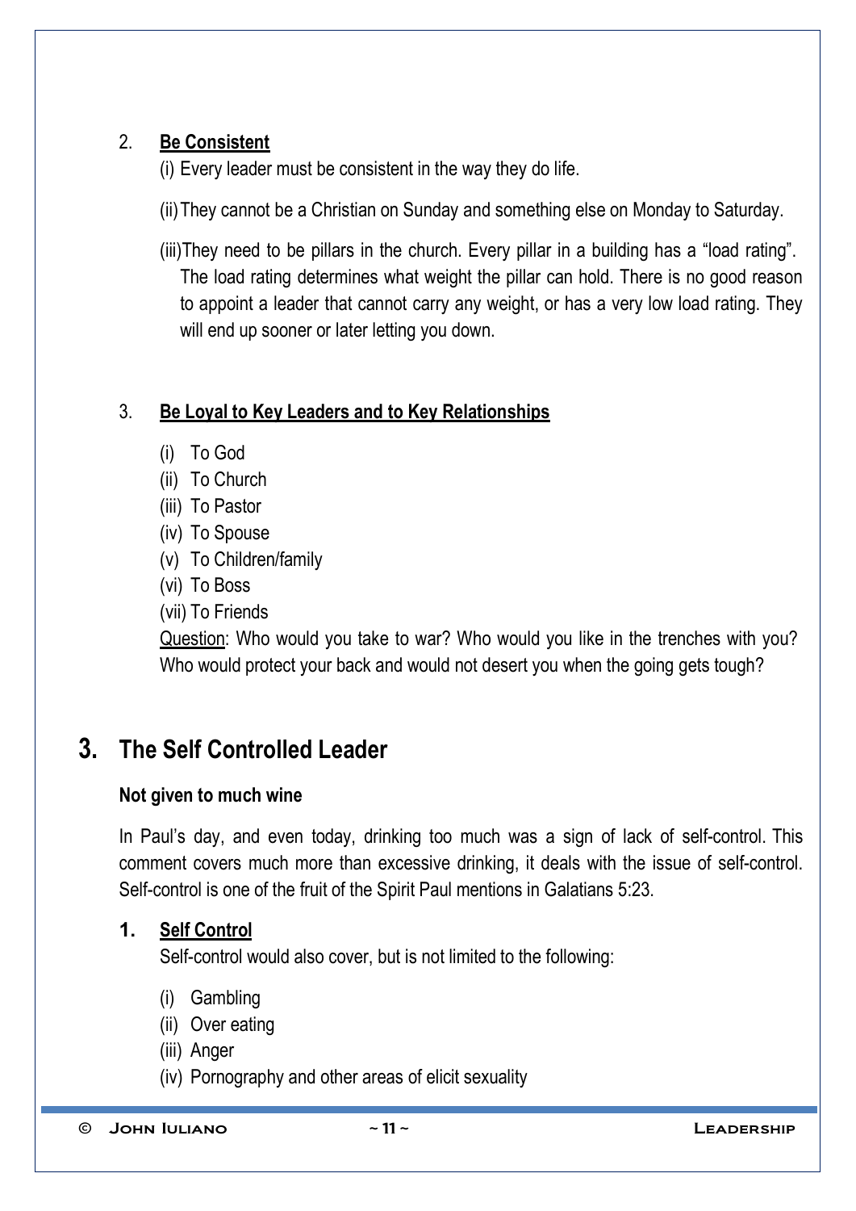2. **<u>Be Consistent</u>**

   (i) Every leader must be consistent in the way they do life.

   (ii) They cannot be a Christian on Sunday and something else on Monday to Saturday.

   (iii) They need to be pillars in the church. Every pillar in a building has a "load rating". The load rating determines what weight the pillar can hold. There is no good reason to appoint a leader that cannot carry any weight, or has a very low load rating. They will end up sooner or later letting you down.

3. **<u>Be Loyal to Key Leaders and to Key Relationships</u>**

   (i) To God
   (ii) To Church
   (iii) To Pastor
   (iv) To Spouse
   (v) To Children/family
   (vi) To Boss
   (vii) To Friends

   <u>Question</u>: Who would you take to war? Who would you like in the trenches with you? Who would protect your back and would not desert you when the going gets tough?

## 3. The Self Controlled Leader

**Not given to much wine**

In Paul's day, and even today, drinking too much was a sign of lack of self-control. This comment covers much more than excessive drinking, it deals with the issue of self-control. Self-control is one of the fruit of the Spirit Paul mentions in Galatians 5:23.

1. **<u>Self Control</u>**

   Self-control would also cover, but is not limited to the following:

   (i) Gambling
   (ii) Over eating
   (iii) Anger
   (iv) Pornography and other areas of elicit sexuality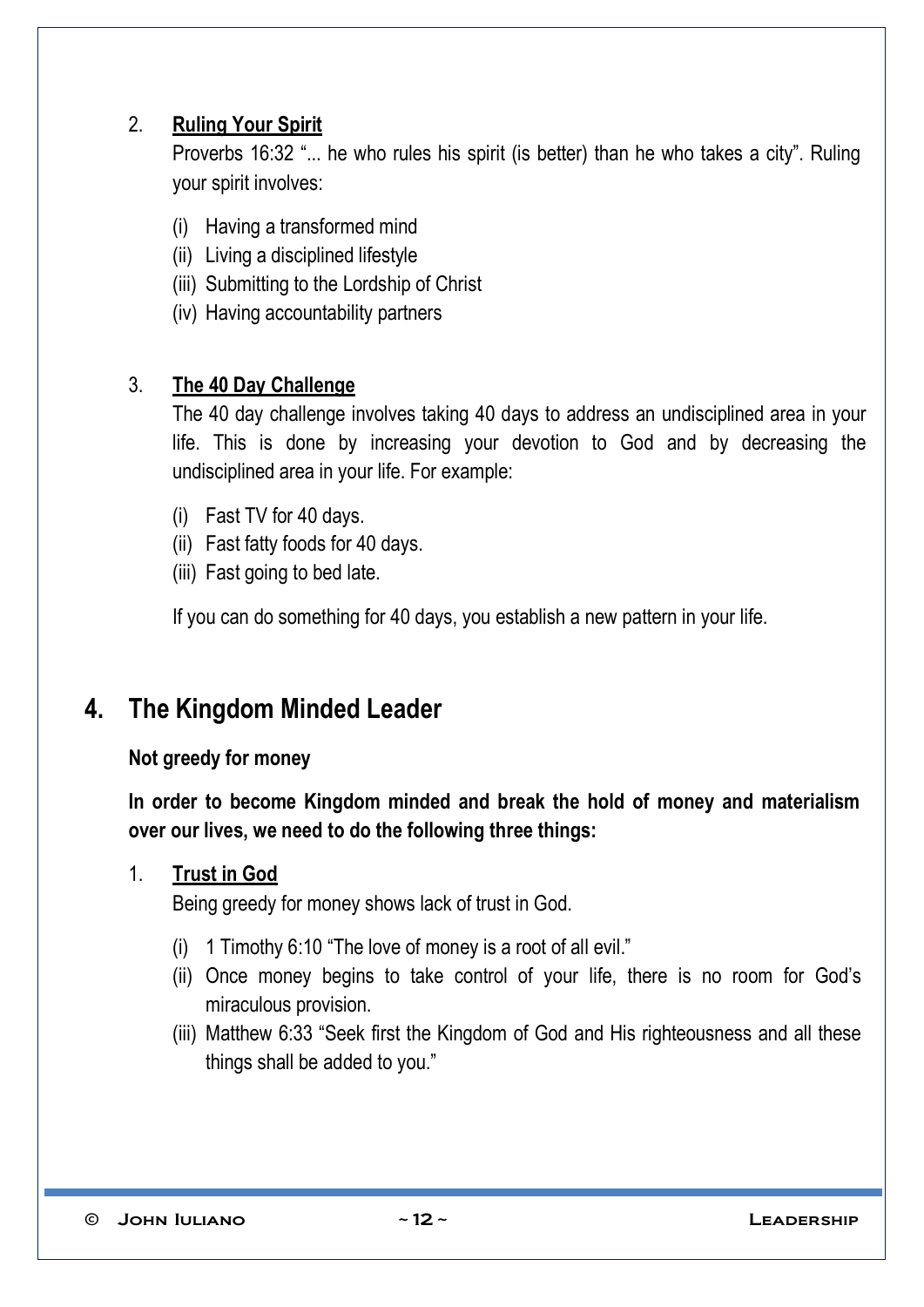2. **<u>Ruling Your Spirit</u>**

   Proverbs 16:32 "... he who rules his spirit (is better) than he who takes a city". Ruling your spirit involves:

   (i) Having a transformed mind
   (ii) Living a disciplined lifestyle
   (iii) Submitting to the Lordship of Christ
   (iv) Having accountability partners

3. **<u>The 40 Day Challenge</u>**

   The 40 day challenge involves taking 40 days to address an undisciplined area in your life. This is done by increasing your devotion to God and by decreasing the undisciplined area in your life. For example:

   (i) Fast TV for 40 days.
   (ii) Fast fatty foods for 40 days.
   (iii) Fast going to bed late.

   If you can do something for 40 days, you establish a new pattern in your life.

## 4. The Kingdom Minded Leader

**Not greedy for money**

**In order to become Kingdom minded and break the hold of money and materialism over our lives, we need to do the following three things:**

1. **<u>Trust in God</u>**

   Being greedy for money shows lack of trust in God.

   (i) 1 Timothy 6:10 "The love of money is a root of all evil."
   (ii) Once money begins to take control of your life, there is no room for God's miraculous provision.
   (iii) Matthew 6:33 "Seek first the Kingdom of God and His righteousness and all these things shall be added to you."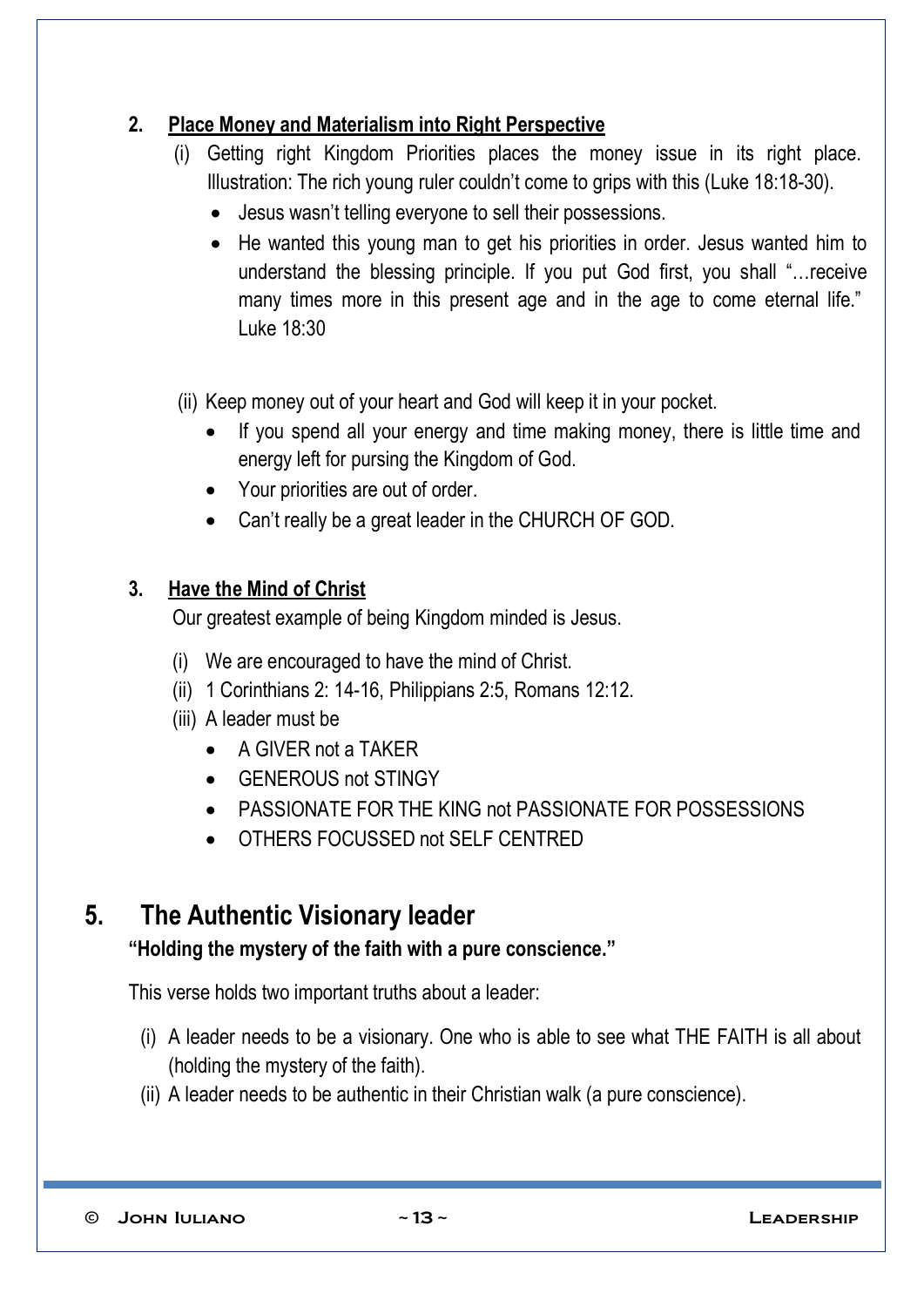### 2. Place Money and Materialism into Right Perspective

(i) Getting right Kingdom Priorities places the money issue in its right place. Illustration: The rich young ruler couldn't come to grips with this (Luke 18:18-30).

- Jesus wasn't telling everyone to sell their possessions.
- He wanted this young man to get his priorities in order. Jesus wanted him to understand the blessing principle. If you put God first, you shall "…receive many times more in this present age and in the age to come eternal life." Luke 18:30

(ii) Keep money out of your heart and God will keep it in your pocket.

- If you spend all your energy and time making money, there is little time and energy left for pursing the Kingdom of God.
- Your priorities are out of order.
- Can't really be a great leader in the CHURCH OF GOD.

### 3. Have the Mind of Christ

Our greatest example of being Kingdom minded is Jesus.

(i) We are encouraged to have the mind of Christ.
(ii) 1 Corinthians 2: 14-16, Philippians 2:5, Romans 12:12.
(iii) A leader must be

- A GIVER not a TAKER
- GENEROUS not STINGY
- PASSIONATE FOR THE KING not PASSIONATE FOR POSSESSIONS
- OTHERS FOCUSSED not SELF CENTRED

## 5. The Authentic Visionary leader

**"Holding the mystery of the faith with a pure conscience."**

This verse holds two important truths about a leader:

(i) A leader needs to be a visionary. One who is able to see what THE FAITH is all about (holding the mystery of the faith).
(ii) A leader needs to be authentic in their Christian walk (a pure conscience).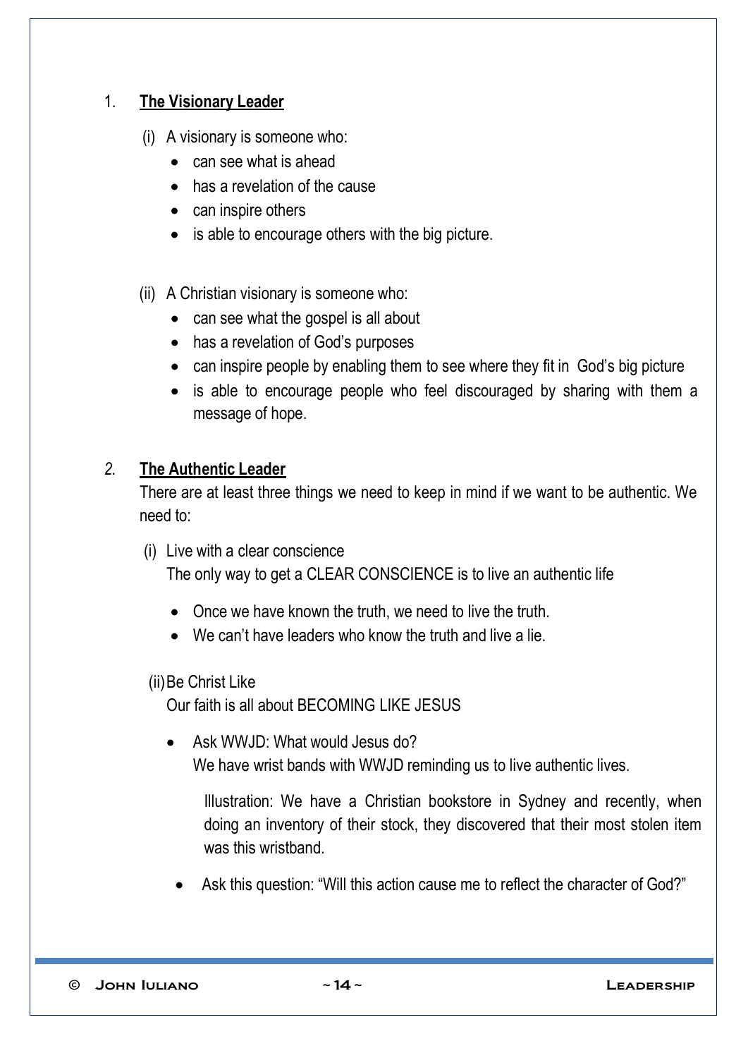1. **The Visionary Leader**

   (i) A visionary is someone who:

   - can see what is ahead
   - has a revelation of the cause
   - can inspire others
   - is able to encourage others with the big picture.

   (ii) A Christian visionary is someone who:

   - can see what the gospel is all about
   - has a revelation of God's purposes
   - can inspire people by enabling them to see where they fit in God's big picture
   - is able to encourage people who feel discouraged by sharing with them a message of hope.

2. **The Authentic Leader**

   There are at least three things we need to keep in mind if we want to be authentic. We need to:

   (i) Live with a clear conscience
   The only way to get a CLEAR CONSCIENCE is to live an authentic life

   - Once we have known the truth, we need to live the truth.
   - We can't have leaders who know the truth and live a lie.

   (ii) Be Christ Like
   Our faith is all about BECOMING LIKE JESUS

   - Ask WWJD: What would Jesus do?
     We have wrist bands with WWJD reminding us to live authentic lives.

     Illustration: We have a Christian bookstore in Sydney and recently, when doing an inventory of their stock, they discovered that their most stolen item was this wristband.

   - Ask this question: "Will this action cause me to reflect the character of God?"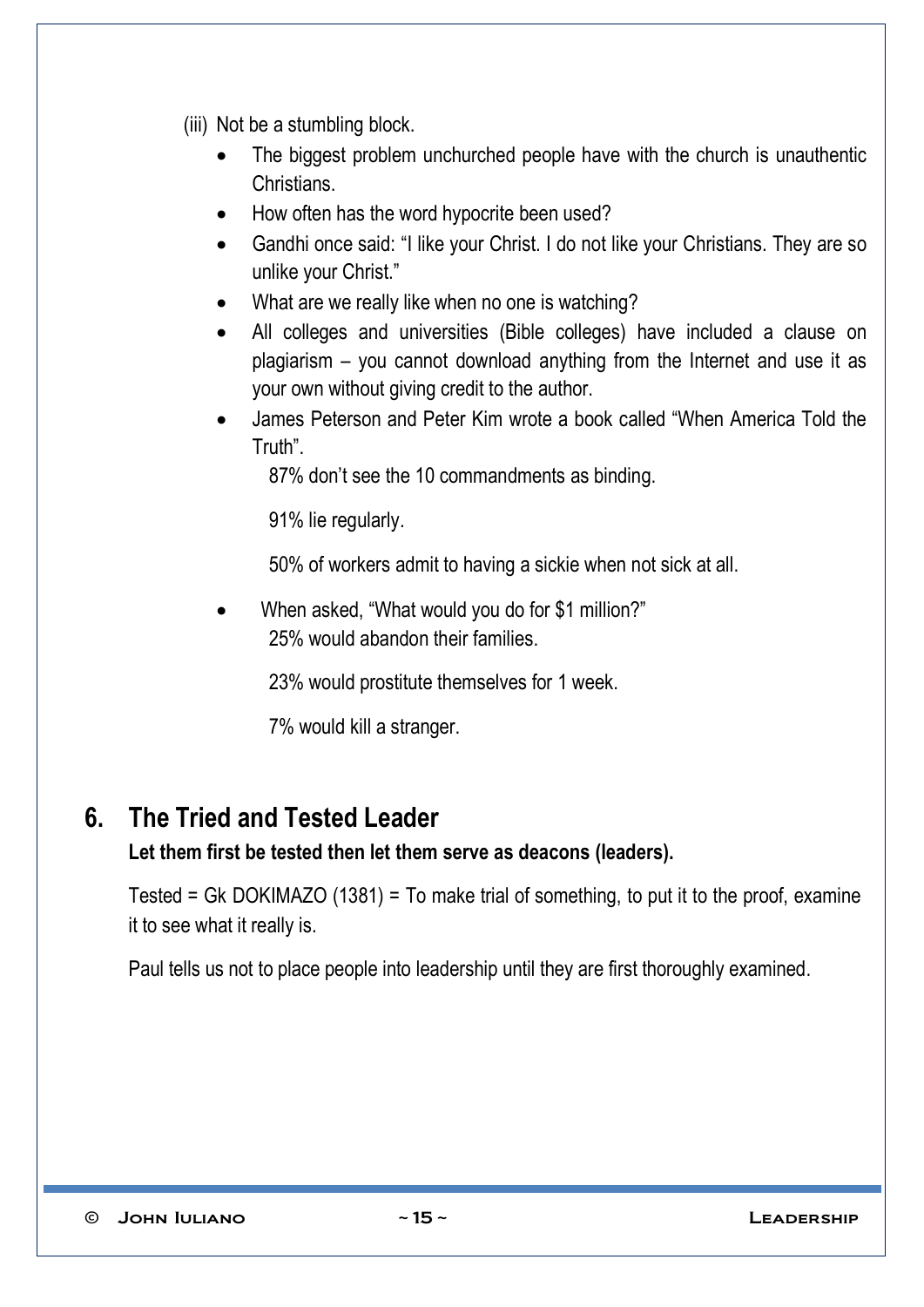(iii) Not be a stumbling block.

- The biggest problem unchurched people have with the church is unauthentic Christians.
- How often has the word hypocrite been used?
- Gandhi once said: "I like your Christ. I do not like your Christians. They are so unlike your Christ."
- What are we really like when no one is watching?
- All colleges and universities (Bible colleges) have included a clause on plagiarism – you cannot download anything from the Internet and use it as your own without giving credit to the author.
- James Peterson and Peter Kim wrote a book called "When America Told the Truth".

  87% don't see the 10 commandments as binding.

  91% lie regularly.

  50% of workers admit to having a sickie when not sick at all.

- When asked, "What would you do for $1 million?"

  25% would abandon their families.

  23% would prostitute themselves for 1 week.

  7% would kill a stranger.

## 6. The Tried and Tested Leader

**Let them first be tested then let them serve as deacons (leaders).**

Tested = Gk DOKIMAZO (1381) = To make trial of something, to put it to the proof, examine it to see what it really is.

Paul tells us not to place people into leadership until they are first thoroughly examined.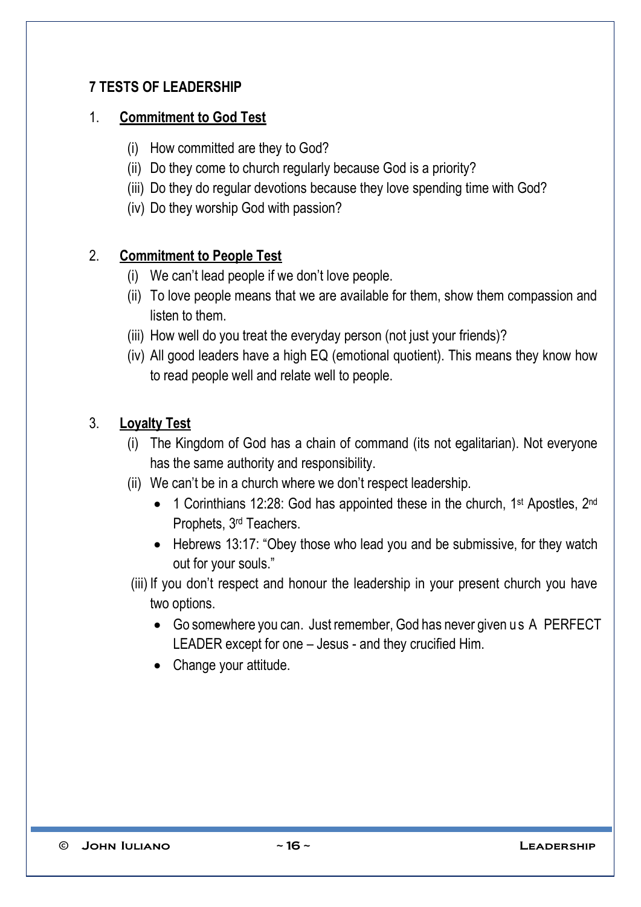## 7 TESTS OF LEADERSHIP

1. **<u>Commitment to God Test</u>**

   (i) How committed are they to God?

   (ii) Do they come to church regularly because God is a priority?

   (iii) Do they do regular devotions because they love spending time with God?

   (iv) Do they worship God with passion?

2. **<u>Commitment to People Test</u>**

   (i) We can't lead people if we don't love people.

   (ii) To love people means that we are available for them, show them compassion and listen to them.

   (iii) How well do you treat the everyday person (not just your friends)?

   (iv) All good leaders have a high EQ (emotional quotient). This means they know how to read people well and relate well to people.

3. **<u>Loyalty Test</u>**

   (i) The Kingdom of God has a chain of command (its not egalitarian). Not everyone has the same authority and responsibility.

   (ii) We can't be in a church where we don't respect leadership.

   - 1 Corinthians 12:28: God has appointed these in the church, 1st Apostles, 2nd Prophets, 3rd Teachers.
   - Hebrews 13:17: "Obey those who lead you and be submissive, for they watch out for your souls."

   (iii) If you don't respect and honour the leadership in your present church you have two options.

   - Go somewhere you can. Just remember, God has never given us A PERFECT LEADER except for one – Jesus - and they crucified Him.
   - Change your attitude.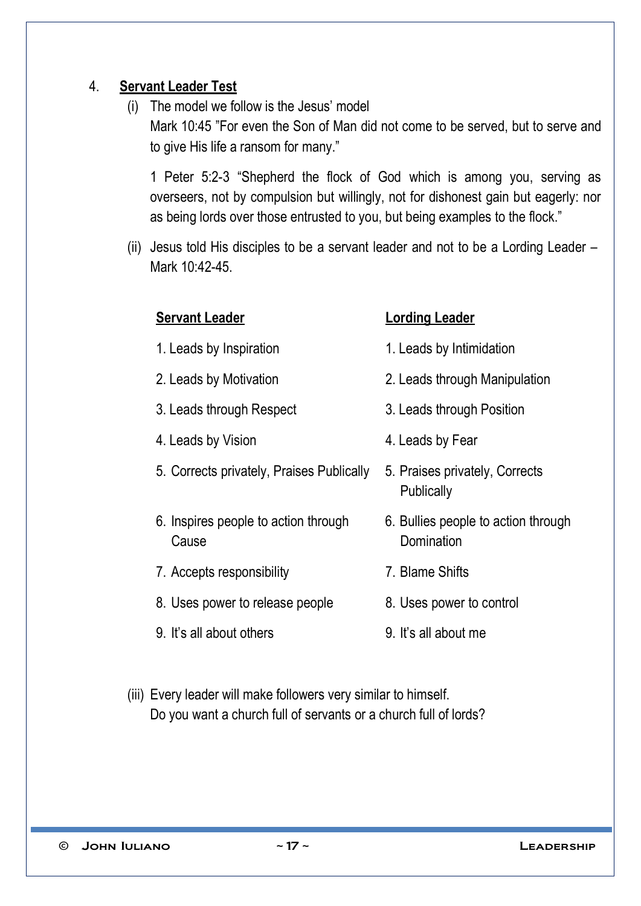4. **Servant Leader Test**

   (i) The model we follow is the Jesus' model
   Mark 10:45 "For even the Son of Man did not come to be served, but to serve and to give His life a ransom for many."

   1 Peter 5:2-3 "Shepherd the flock of God which is among you, serving as overseers, not by compulsion but willingly, not for dishonest gain but eagerly: nor as being lords over those entrusted to you, but being examples to the flock."

   (ii) Jesus told His disciples to be a servant leader and not to be a Lording Leader – Mark 10:42-45.

| **Servant Leader** | **Lording Leader** |
|---|---|
| 1. Leads by Inspiration | 1. Leads by Intimidation |
| 2. Leads by Motivation | 2. Leads through Manipulation |
| 3. Leads through Respect | 3. Leads through Position |
| 4. Leads by Vision | 4. Leads by Fear |
| 5. Corrects privately, Praises Publically | 5. Praises privately, Corrects Publically |
| 6. Inspires people to action through Cause | 6. Bullies people to action through Domination |
| 7. Accepts responsibility | 7. Blame Shifts |
| 8. Uses power to release people | 8. Uses power to control |
| 9. It's all about others | 9. It's all about me |

   (iii) Every leader will make followers very similar to himself.
   Do you want a church full of servants or a church full of lords?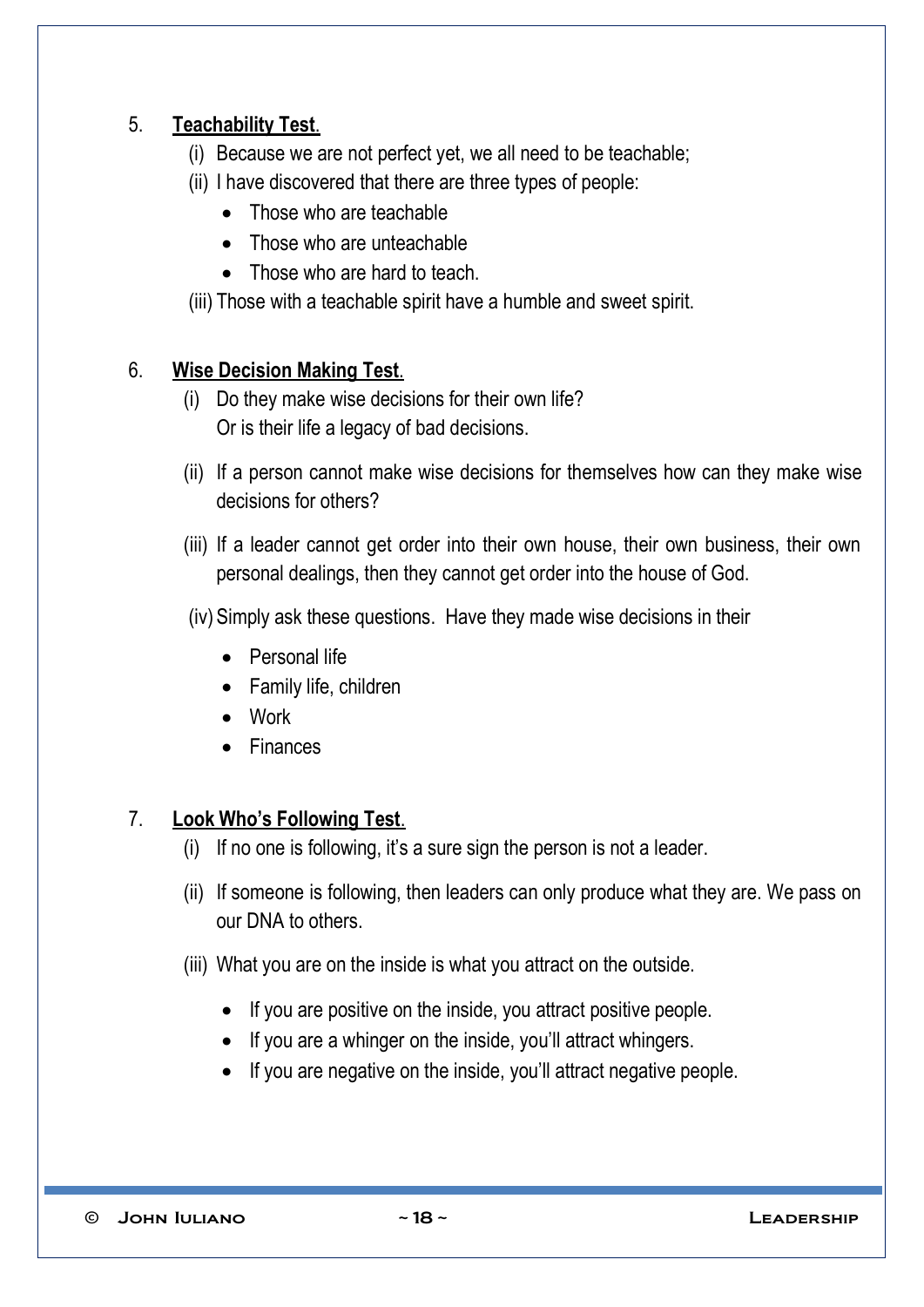5. **Teachability Test**.

   (i) Because we are not perfect yet, we all need to be teachable;

   (ii) I have discovered that there are three types of people:

   - Those who are teachable
   - Those who are unteachable
   - Those who are hard to teach.

   (iii) Those with a teachable spirit have a humble and sweet spirit.

6. **Wise Decision Making Test**.

   (i) Do they make wise decisions for their own life?
   Or is their life a legacy of bad decisions.

   (ii) If a person cannot make wise decisions for themselves how can they make wise decisions for others?

   (iii) If a leader cannot get order into their own house, their own business, their own personal dealings, then they cannot get order into the house of God.

   (iv) Simply ask these questions. Have they made wise decisions in their

   - Personal life
   - Family life, children
   - Work
   - Finances

7. **Look Who's Following Test**.

   (i) If no one is following, it's a sure sign the person is not a leader.

   (ii) If someone is following, then leaders can only produce what they are. We pass on our DNA to others.

   (iii) What you are on the inside is what you attract on the outside.

   - If you are positive on the inside, you attract positive people.
   - If you are a whinger on the inside, you'll attract whingers.
   - If you are negative on the inside, you'll attract negative people.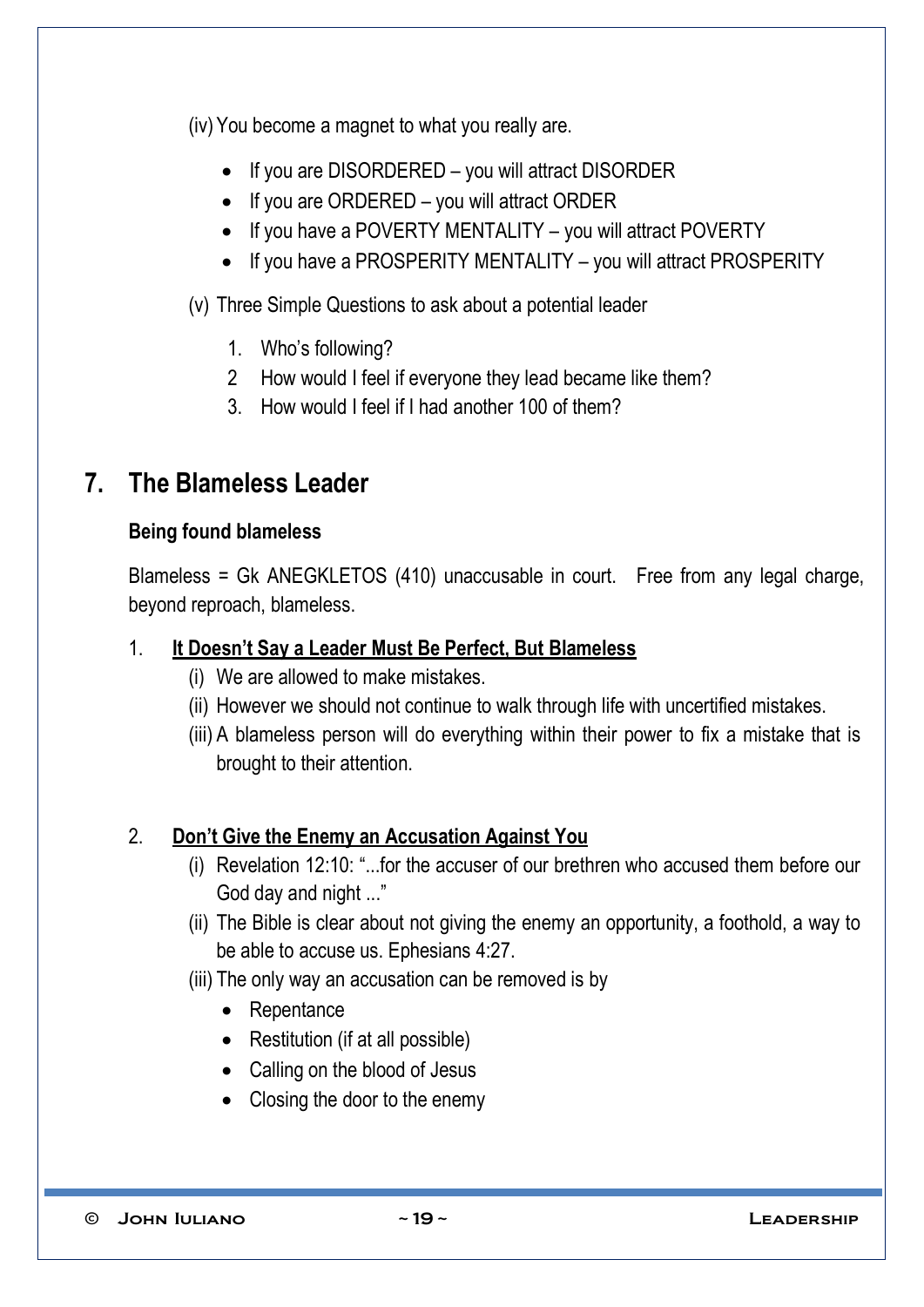(iv) You become a magnet to what you really are.

- If you are DISORDERED – you will attract DISORDER
- If you are ORDERED – you will attract ORDER
- If you have a POVERTY MENTALITY – you will attract POVERTY
- If you have a PROSPERITY MENTALITY – you will attract PROSPERITY

(v) Three Simple Questions to ask about a potential leader

1. Who's following?
2. How would I feel if everyone they lead became like them?
3. How would I feel if I had another 100 of them?

## 7. The Blameless Leader

### Being found blameless

Blameless = Gk ANEGKLETOS (410) unaccusable in court. Free from any legal charge, beyond reproach, blameless.

1. **<u>It Doesn't Say a Leader Must Be Perfect, But Blameless</u>**
   - (i) We are allowed to make mistakes.
   - (ii) However we should not continue to walk through life with uncertified mistakes.
   - (iii) A blameless person will do everything within their power to fix a mistake that is brought to their attention.

2. **<u>Don't Give the Enemy an Accusation Against You</u>**
   - (i) Revelation 12:10: "...for the accuser of our brethren who accused them before our God day and night ..."
   - (ii) The Bible is clear about not giving the enemy an opportunity, a foothold, a way to be able to accuse us. Ephesians 4:27.
   - (iii) The only way an accusation can be removed is by
     - Repentance
     - Restitution (if at all possible)
     - Calling on the blood of Jesus
     - Closing the door to the enemy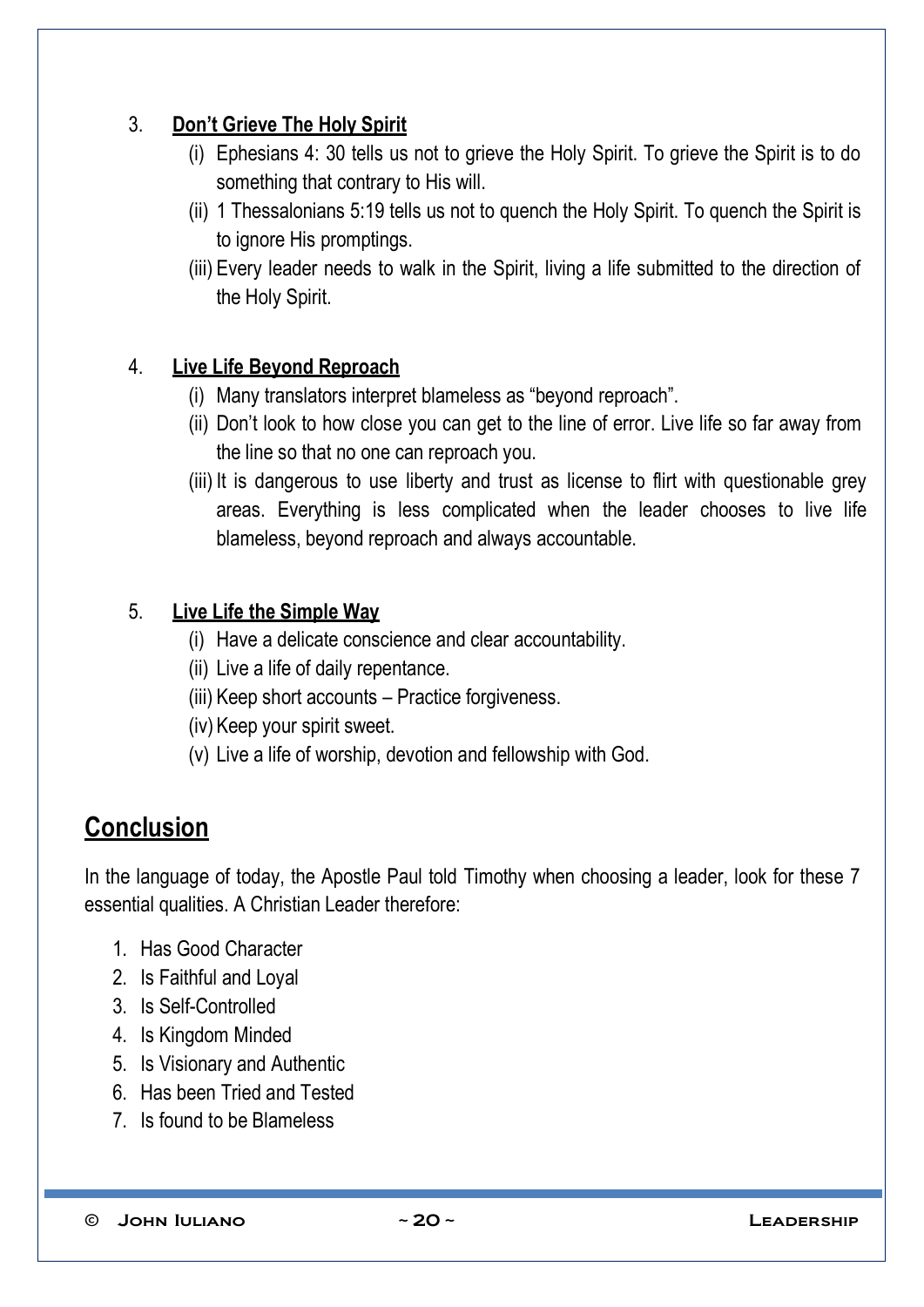3. **Don't Grieve The Holy Spirit**
   - (i) Ephesians 4: 30 tells us not to grieve the Holy Spirit. To grieve the Spirit is to do something that contrary to His will.
   - (ii) 1 Thessalonians 5:19 tells us not to quench the Holy Spirit. To quench the Spirit is to ignore His promptings.
   - (iii) Every leader needs to walk in the Spirit, living a life submitted to the direction of the Holy Spirit.

4. **Live Life Beyond Reproach**
   - (i) Many translators interpret blameless as "beyond reproach".
   - (ii) Don't look to how close you can get to the line of error. Live life so far away from the line so that no one can reproach you.
   - (iii) It is dangerous to use liberty and trust as license to flirt with questionable grey areas. Everything is less complicated when the leader chooses to live life blameless, beyond reproach and always accountable.

5. **Live Life the Simple Way**
   - (i) Have a delicate conscience and clear accountability.
   - (ii) Live a life of daily repentance.
   - (iii) Keep short accounts – Practice forgiveness.
   - (iv) Keep your spirit sweet.
   - (v) Live a life of worship, devotion and fellowship with God.

## Conclusion

In the language of today, the Apostle Paul told Timothy when choosing a leader, look for these 7 essential qualities. A Christian Leader therefore:

1. Has Good Character
2. Is Faithful and Loyal
3. Is Self-Controlled
4. Is Kingdom Minded
5. Is Visionary and Authentic
6. Has been Tried and Tested
7. Is found to be Blameless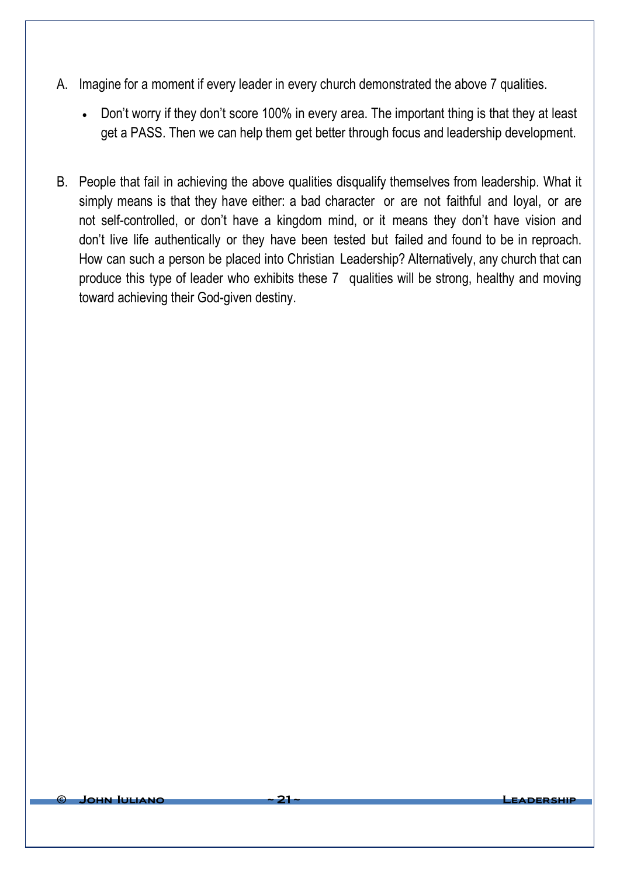A. Imagine for a moment if every leader in every church demonstrated the above 7 qualities.

   - Don't worry if they don't score 100% in every area. The important thing is that they at least get a PASS. Then we can help them get better through focus and leadership development.

B. People that fail in achieving the above qualities disqualify themselves from leadership. What it simply means is that they have either: a bad character or are not faithful and loyal, or are not self-controlled, or don't have a kingdom mind, or it means they don't have vision and don't live life authentically or they have been tested but failed and found to be in reproach. How can such a person be placed into Christian Leadership? Alternatively, any church that can produce this type of leader who exhibits these 7 qualities will be strong, healthy and moving toward achieving their God-given destiny.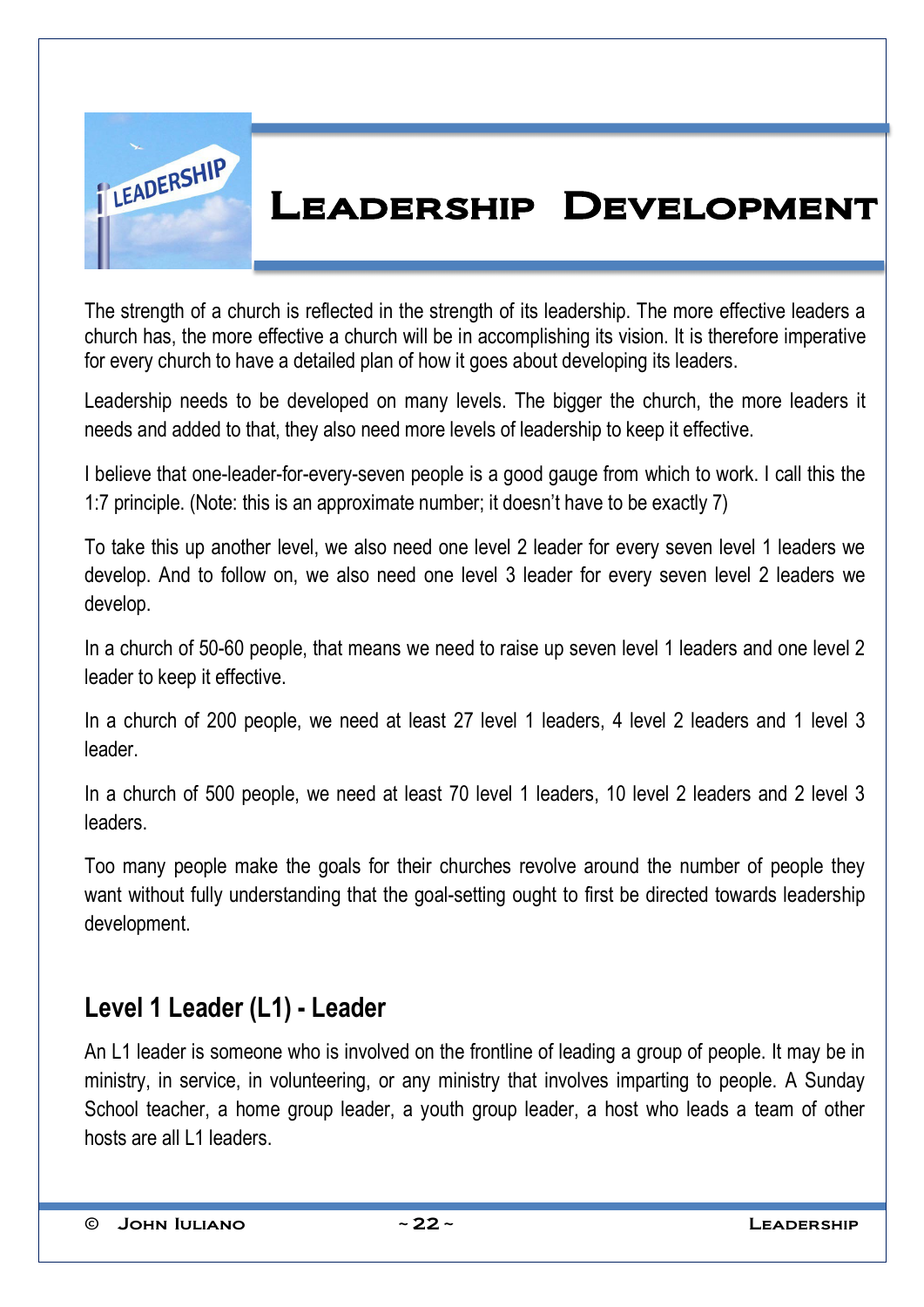# Leadership Development

The strength of a church is reflected in the strength of its leadership. The more effective leaders a church has, the more effective a church will be in accomplishing its vision. It is therefore imperative for every church to have a detailed plan of how it goes about developing its leaders.

Leadership needs to be developed on many levels. The bigger the church, the more leaders it needs and added to that, they also need more levels of leadership to keep it effective.

I believe that one-leader-for-every-seven people is a good gauge from which to work. I call this the 1:7 principle. (Note: this is an approximate number; it doesn't have to be exactly 7)

To take this up another level, we also need one level 2 leader for every seven level 1 leaders we develop. And to follow on, we also need one level 3 leader for every seven level 2 leaders we develop.

In a church of 50-60 people, that means we need to raise up seven level 1 leaders and one level 2 leader to keep it effective.

In a church of 200 people, we need at least 27 level 1 leaders, 4 level 2 leaders and 1 level 3 leader.

In a church of 500 people, we need at least 70 level 1 leaders, 10 level 2 leaders and 2 level 3 leaders.

Too many people make the goals for their churches revolve around the number of people they want without fully understanding that the goal-setting ought to first be directed towards leadership development.

## Level 1 Leader (L1) - Leader

An L1 leader is someone who is involved on the frontline of leading a group of people. It may be in ministry, in service, in volunteering, or any ministry that involves imparting to people. A Sunday School teacher, a home group leader, a youth group leader, a host who leads a team of other hosts are all L1 leaders.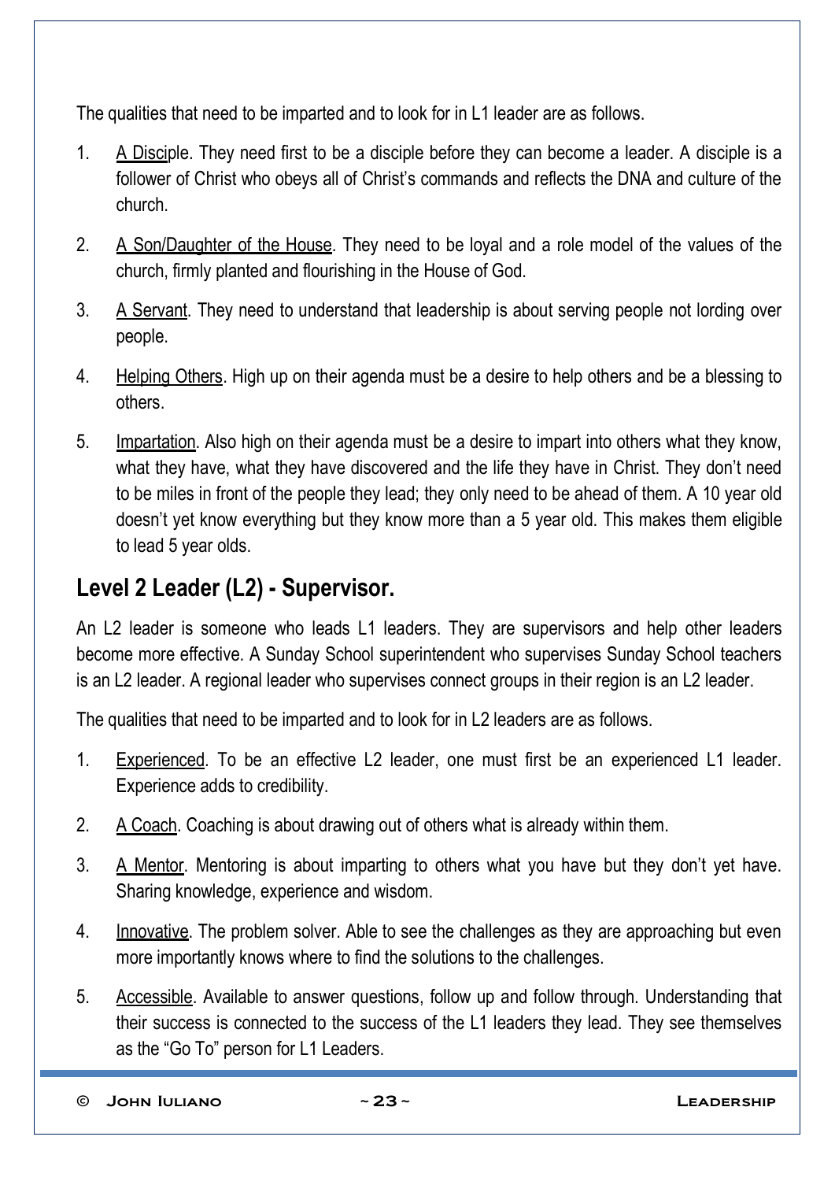The qualities that need to be imparted and to look for in L1 leader are as follows.

1. A Disciple. They need first to be a disciple before they can become a leader. A disciple is a follower of Christ who obeys all of Christ's commands and reflects the DNA and culture of the church.

2. A Son/Daughter of the House. They need to be loyal and a role model of the values of the church, firmly planted and flourishing in the House of God.

3. A Servant. They need to understand that leadership is about serving people not lording over people.

4. Helping Others. High up on their agenda must be a desire to help others and be a blessing to others.

5. Impartation. Also high on their agenda must be a desire to impart into others what they know, what they have, what they have discovered and the life they have in Christ. They don't need to be miles in front of the people they lead; they only need to be ahead of them. A 10 year old doesn't yet know everything but they know more than a 5 year old. This makes them eligible to lead 5 year olds.

## Level 2 Leader (L2) - Supervisor.

An L2 leader is someone who leads L1 leaders. They are supervisors and help other leaders become more effective. A Sunday School superintendent who supervises Sunday School teachers is an L2 leader. A regional leader who supervises connect groups in their region is an L2 leader.

The qualities that need to be imparted and to look for in L2 leaders are as follows.

1. Experienced. To be an effective L2 leader, one must first be an experienced L1 leader. Experience adds to credibility.

2. A Coach. Coaching is about drawing out of others what is already within them.

3. A Mentor. Mentoring is about imparting to others what you have but they don't yet have. Sharing knowledge, experience and wisdom.

4. Innovative. The problem solver. Able to see the challenges as they are approaching but even more importantly knows where to find the solutions to the challenges.

5. Accessible. Available to answer questions, follow up and follow through. Understanding that their success is connected to the success of the L1 leaders they lead. They see themselves as the "Go To" person for L1 Leaders.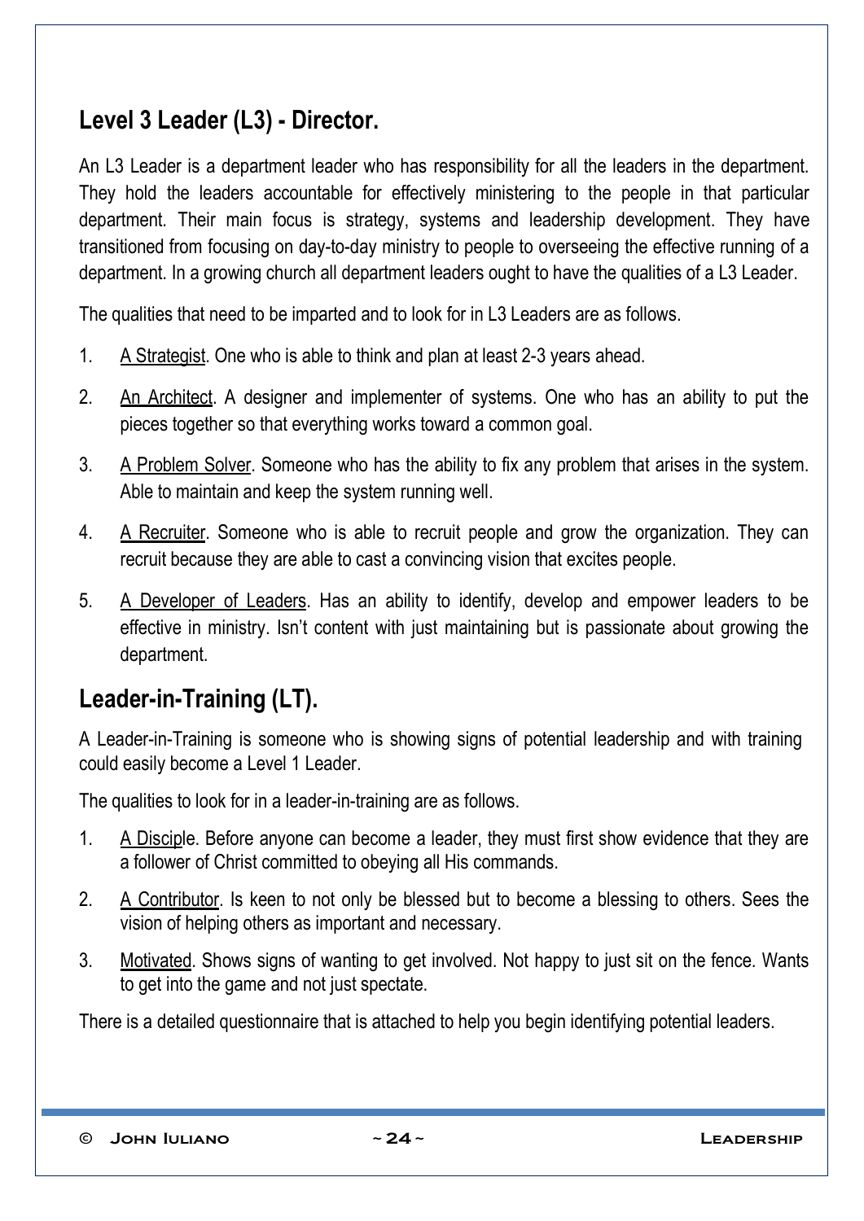## Level 3 Leader (L3) - Director.

An L3 Leader is a department leader who has responsibility for all the leaders in the department. They hold the leaders accountable for effectively ministering to the people in that particular department. Their main focus is strategy, systems and leadership development. They have transitioned from focusing on day-to-day ministry to people to overseeing the effective running of a department. In a growing church all department leaders ought to have the qualities of a L3 Leader.

The qualities that need to be imparted and to look for in L3 Leaders are as follows.

1. <u>A Strategist</u>. One who is able to think and plan at least 2-3 years ahead.
2. <u>An Architect</u>. A designer and implementer of systems. One who has an ability to put the pieces together so that everything works toward a common goal.
3. <u>A Problem Solver</u>. Someone who has the ability to fix any problem that arises in the system. Able to maintain and keep the system running well.
4. <u>A Recruiter</u>. Someone who is able to recruit people and grow the organization. They can recruit because they are able to cast a convincing vision that excites people.
5. <u>A Developer of Leaders</u>. Has an ability to identify, develop and empower leaders to be effective in ministry. Isn't content with just maintaining but is passionate about growing the department.

## Leader-in-Training (LT).

A Leader-in-Training is someone who is showing signs of potential leadership and with training could easily become a Level 1 Leader.

The qualities to look for in a leader-in-training are as follows.

1. <u>A Discip</u>le. Before anyone can become a leader, they must first show evidence that they are a follower of Christ committed to obeying all His commands.
2. <u>A Contributor</u>. Is keen to not only be blessed but to become a blessing to others. Sees the vision of helping others as important and necessary.
3. <u>Motivated</u>. Shows signs of wanting to get involved. Not happy to just sit on the fence. Wants to get into the game and not just spectate.

There is a detailed questionnaire that is attached to help you begin identifying potential leaders.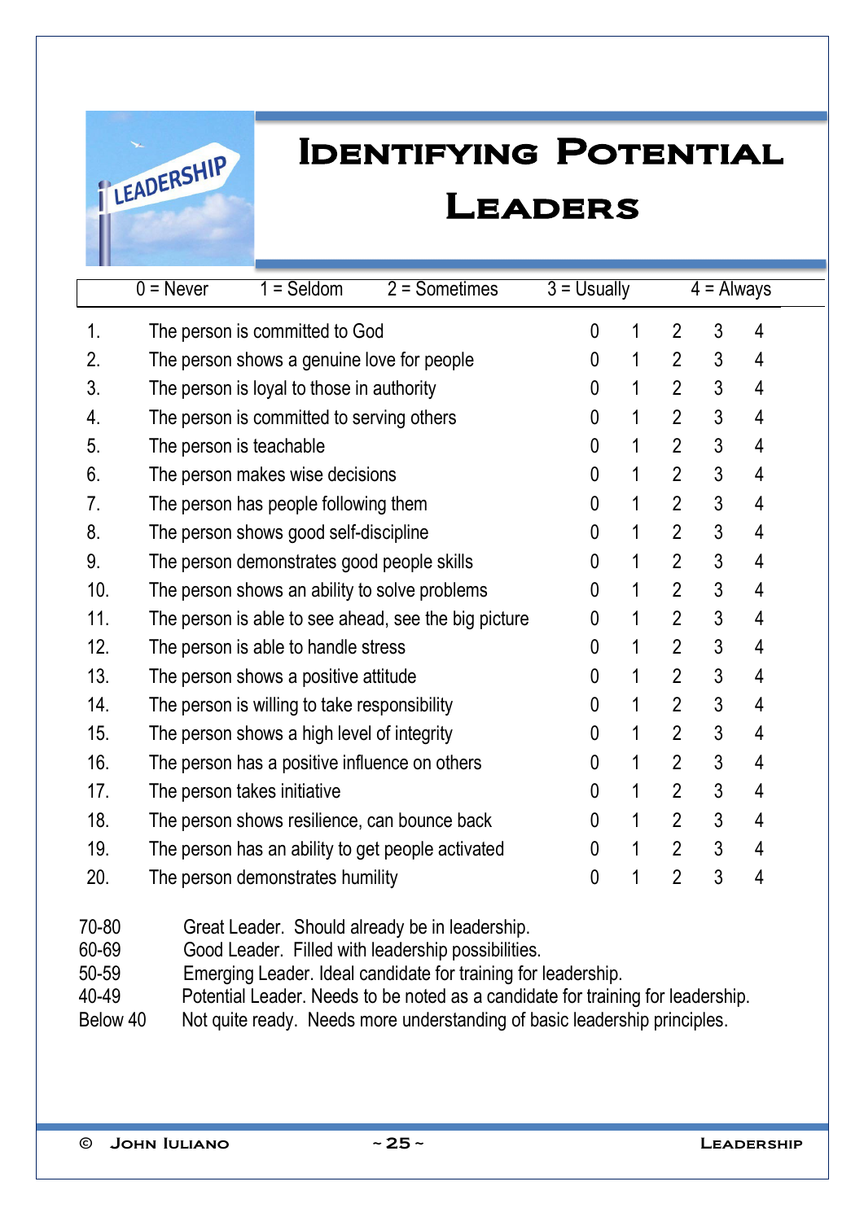# Identifying Potential Leaders

0 = Never　1 = Seldom　2 = Sometimes　3 = Usually　4 = Always

| | | | | | | |
|---|---|---|---|---|---|---|
| 1. | The person is committed to God | 0 | 1 | 2 | 3 | 4 |
| 2. | The person shows a genuine love for people | 0 | 1 | 2 | 3 | 4 |
| 3. | The person is loyal to those in authority | 0 | 1 | 2 | 3 | 4 |
| 4. | The person is committed to serving others | 0 | 1 | 2 | 3 | 4 |
| 5. | The person is teachable | 0 | 1 | 2 | 3 | 4 |
| 6. | The person makes wise decisions | 0 | 1 | 2 | 3 | 4 |
| 7. | The person has people following them | 0 | 1 | 2 | 3 | 4 |
| 8. | The person shows good self-discipline | 0 | 1 | 2 | 3 | 4 |
| 9. | The person demonstrates good people skills | 0 | 1 | 2 | 3 | 4 |
| 10. | The person shows an ability to solve problems | 0 | 1 | 2 | 3 | 4 |
| 11. | The person is able to see ahead, see the big picture | 0 | 1 | 2 | 3 | 4 |
| 12. | The person is able to handle stress | 0 | 1 | 2 | 3 | 4 |
| 13. | The person shows a positive attitude | 0 | 1 | 2 | 3 | 4 |
| 14. | The person is willing to take responsibility | 0 | 1 | 2 | 3 | 4 |
| 15. | The person shows a high level of integrity | 0 | 1 | 2 | 3 | 4 |
| 16. | The person has a positive influence on others | 0 | 1 | 2 | 3 | 4 |
| 17. | The person takes initiative | 0 | 1 | 2 | 3 | 4 |
| 18. | The person shows resilience, can bounce back | 0 | 1 | 2 | 3 | 4 |
| 19. | The person has an ability to get people activated | 0 | 1 | 2 | 3 | 4 |
| 20. | The person demonstrates humility | 0 | 1 | 2 | 3 | 4 |

| | |
|---|---|
| 70-80 | Great Leader. Should already be in leadership. |
| 60-69 | Good Leader. Filled with leadership possibilities. |
| 50-59 | Emerging Leader. Ideal candidate for training for leadership. |
| 40-49 | Potential Leader. Needs to be noted as a candidate for training for leadership. |
| Below 40 | Not quite ready. Needs more understanding of basic leadership principles. |